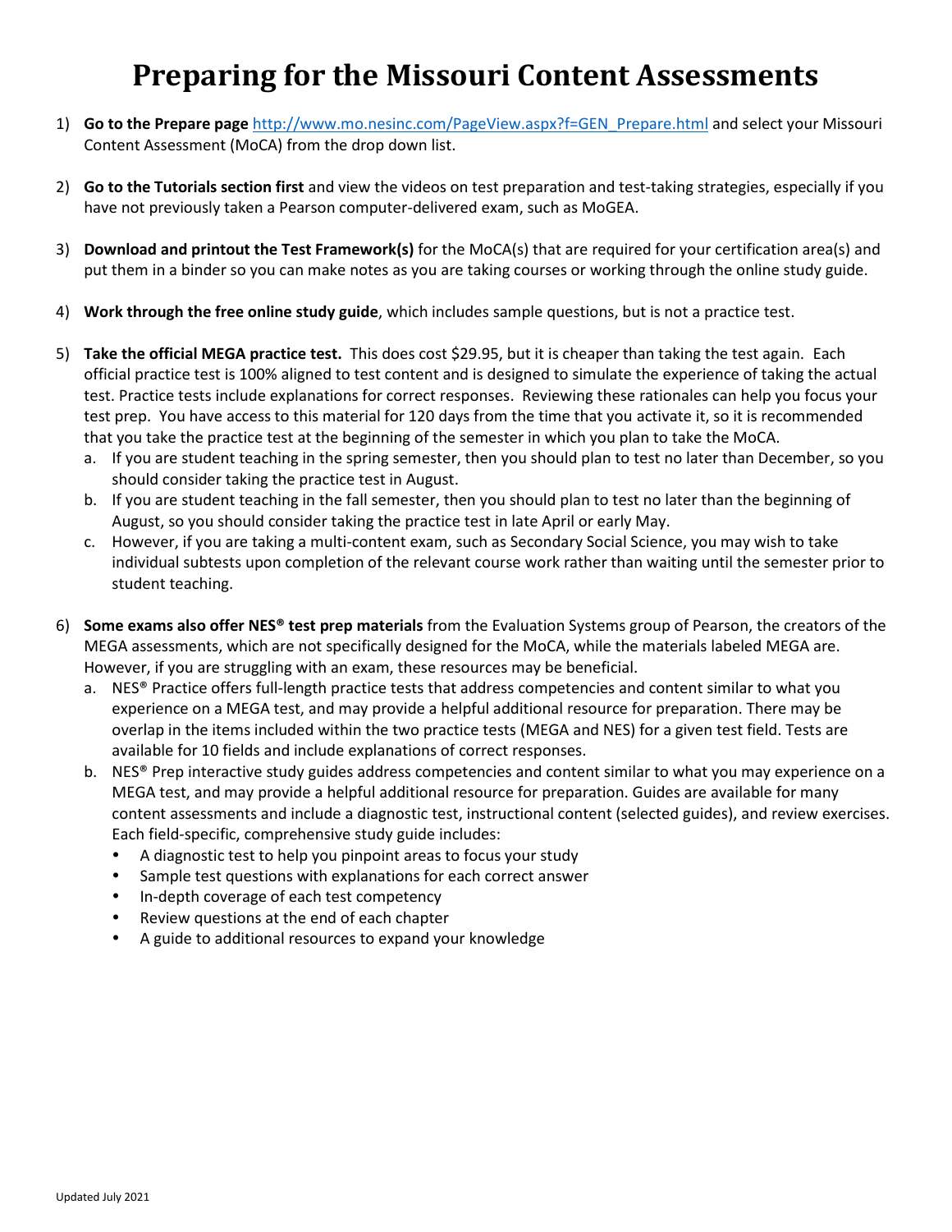# Preparing for the Missouri Content Assessments

1) **Go to the Prepare page** [http://www.mo.nesinc.com/PageView.aspx?f=GEN_Prepare.html](http://www.mo.nesinc.com/PageView.aspx?f=GEN_Prepare.html) and select your Missouri Content Assessment (MoCA) from the drop down list.

2) **Go to the Tutorials section first** and view the videos on test preparation and test-taking strategies, especially if you have not previously taken a Pearson computer-delivered exam, such as MoGEA.

3) **Download and printout the Test Framework(s)** for the MoCA(s) that are required for your certification area(s) and put them in a binder so you can make notes as you are taking courses or working through the online study guide.

4) **Work through the free online study guide**, which includes sample questions, but is not a practice test.

5) **Take the official MEGA practice test.** This does cost $29.95, but it is cheaper than taking the test again. Each official practice test is 100% aligned to test content and is designed to simulate the experience of taking the actual test. Practice tests include explanations for correct responses. Reviewing these rationales can help you focus your test prep. You have access to this material for 120 days from the time that you activate it, so it is recommended that you take the practice test at the beginning of the semester in which you plan to take the MoCA.
   a. If you are student teaching in the spring semester, then you should plan to test no later than December, so you should consider taking the practice test in August.
   b. If you are student teaching in the fall semester, then you should plan to test no later than the beginning of August, so you should consider taking the practice test in late April or early May.
   c. However, if you are taking a multi-content exam, such as Secondary Social Science, you may wish to take individual subtests upon completion of the relevant course work rather than waiting until the semester prior to student teaching.

6) **Some exams also offer NES® test prep materials** from the Evaluation Systems group of Pearson, the creators of the MEGA assessments, which are not specifically designed for the MoCA, while the materials labeled MEGA are. However, if you are struggling with an exam, these resources may be beneficial.
   a. NES® Practice offers full-length practice tests that address competencies and content similar to what you experience on a MEGA test, and may provide a helpful additional resource for preparation. There may be overlap in the items included within the two practice tests (MEGA and NES) for a given test field. Tests are available for 10 fields and include explanations of correct responses.
   b. NES® Prep interactive study guides address competencies and content similar to what you may experience on a MEGA test, and may provide a helpful additional resource for preparation. Guides are available for many content assessments and include a diagnostic test, instructional content (selected guides), and review exercises. Each field-specific, comprehensive study guide includes:
      - A diagnostic test to help you pinpoint areas to focus your study
      - Sample test questions with explanations for each correct answer
      - In-depth coverage of each test competency
      - Review questions at the end of each chapter
      - A guide to additional resources to expand your knowledge

Updated July 2021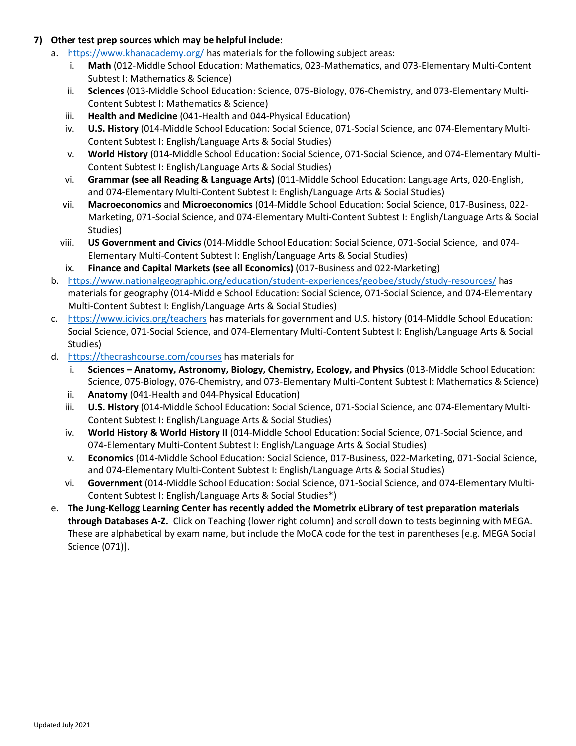**7) Other test prep sources which may be helpful include:**

a. https://www.khanacademy.org/ has materials for the following subject areas:

   i. **Math** (012-Middle School Education: Mathematics, 023-Mathematics, and 073-Elementary Multi-Content Subtest I: Mathematics & Science)

   ii. **Sciences** (013-Middle School Education: Science, 075-Biology, 076-Chemistry, and 073-Elementary Multi-Content Subtest I: Mathematics & Science)

   iii. **Health and Medicine** (041-Health and 044-Physical Education)

   iv. **U.S. History** (014-Middle School Education: Social Science, 071-Social Science, and 074-Elementary Multi-Content Subtest I: English/Language Arts & Social Studies)

   v. **World History** (014-Middle School Education: Social Science, 071-Social Science, and 074-Elementary Multi-Content Subtest I: English/Language Arts & Social Studies)

   vi. **Grammar (see all Reading & Language Arts)** (011-Middle School Education: Language Arts, 020-English, and 074-Elementary Multi-Content Subtest I: English/Language Arts & Social Studies)

   vii. **Macroeconomics** and **Microeconomics** (014-Middle School Education: Social Science, 017-Business, 022-Marketing, 071-Social Science, and 074-Elementary Multi-Content Subtest I: English/Language Arts & Social Studies)

   viii. **US Government and Civics** (014-Middle School Education: Social Science, 071-Social Science, and 074-Elementary Multi-Content Subtest I: English/Language Arts & Social Studies)

   ix. **Finance and Capital Markets (see all Economics)** (017-Business and 022-Marketing)

b. https://www.nationalgeographic.org/education/student-experiences/geobee/study/study-resources/ has materials for geography (014-Middle School Education: Social Science, 071-Social Science, and 074-Elementary Multi-Content Subtest I: English/Language Arts & Social Studies)

c. https://www.icivics.org/teachers has materials for government and U.S. history (014-Middle School Education: Social Science, 071-Social Science, and 074-Elementary Multi-Content Subtest I: English/Language Arts & Social Studies)

d. https://thecrashcourse.com/courses has materials for

   i. **Sciences – Anatomy, Astronomy, Biology, Chemistry, Ecology, and Physics** (013-Middle School Education: Science, 075-Biology, 076-Chemistry, and 073-Elementary Multi-Content Subtest I: Mathematics & Science)

   ii. **Anatomy** (041-Health and 044-Physical Education)

   iii. **U.S. History** (014-Middle School Education: Social Science, 071-Social Science, and 074-Elementary Multi-Content Subtest I: English/Language Arts & Social Studies)

   iv. **World History & World History II** (014-Middle School Education: Social Science, 071-Social Science, and 074-Elementary Multi-Content Subtest I: English/Language Arts & Social Studies)

   v. **Economics** (014-Middle School Education: Social Science, 017-Business, 022-Marketing, 071-Social Science, and 074-Elementary Multi-Content Subtest I: English/Language Arts & Social Studies)

   vi. **Government** (014-Middle School Education: Social Science, 071-Social Science, and 074-Elementary Multi-Content Subtest I: English/Language Arts & Social Studies*)

e. **The Jung-Kellogg Learning Center has recently added the Mometrix eLibrary of test preparation materials through Databases A-Z.** Click on Teaching (lower right column) and scroll down to tests beginning with MEGA. These are alphabetical by exam name, but include the MoCA code for the test in parentheses [e.g. MEGA Social Science (071)].

Updated July 2021